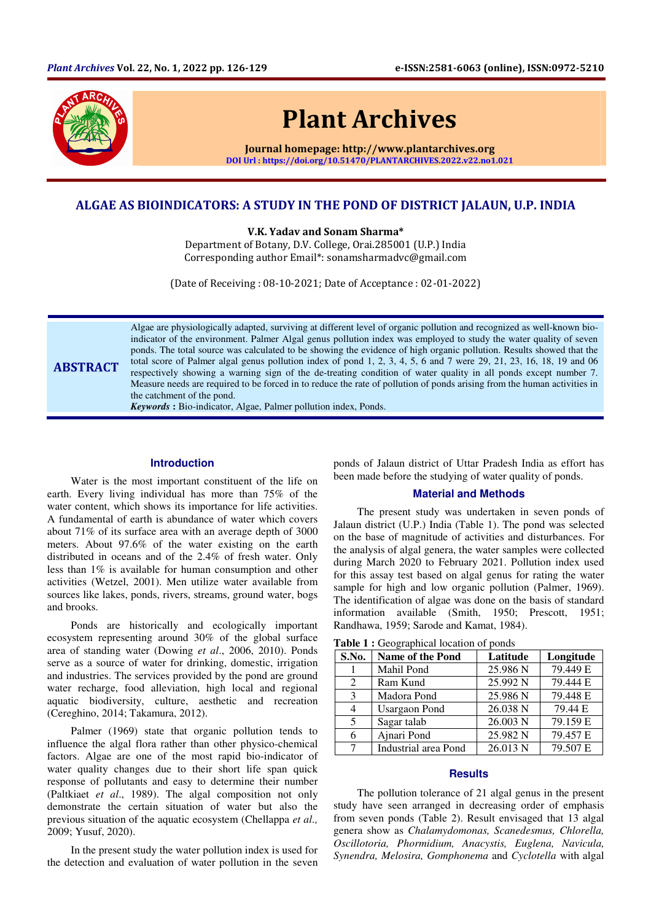# ALGAE AS BIOINDICATORS: A STUDY IN THE POND OF DISTRICT JALAUN, U.P. INDIA

**V.K. Yadav and Sonam Sharma***

Department of Botany, D.V. College, Orai.285001 (U.P.) India
Corresponding author Email*: sonamsharmadvc@gmail.com

(Date of Receiving : 08-10-2021; Date of Acceptance : 02-01-2022)

## ABSTRACT

Algae are physiologically adapted, surviving at different level of organic pollution and recognized as well-known bio-indicator of the environment. Palmer Algal genus pollution index was employed to study the water quality of seven ponds. The total source was calculated to be showing the evidence of high organic pollution. Results showed that the total score of Palmer algal genus pollution index of pond 1, 2, 3, 4, 5, 6 and 7 were 29, 21, 23, 16, 18, 19 and 06 respectively showing a warning sign of the de-treating condition of water quality in all ponds except number 7. Measure needs are required to be forced in to reduce the rate of pollution of ponds arising from the human activities in the catchment of the pond.

***Keywords*** **:** Bio-indicator, Algae, Palmer pollution index, Ponds.

## Introduction

Water is the most important constituent of the life on earth. Every living individual has more than 75% of the water content, which shows its importance for life activities. A fundamental of earth is abundance of water which covers about 71% of its surface area with an average depth of 3000 meters. About 97.6% of the water existing on the earth distributed in oceans and of the 2.4% of fresh water. Only less than 1% is available for human consumption and other activities (Wetzel, 2001). Men utilize water available from sources like lakes, ponds, rivers, streams, ground water, bogs and brooks.

Ponds are historically and ecologically important ecosystem representing around 30% of the global surface area of standing water (Dowing *et al*., 2006, 2010). Ponds serve as a source of water for drinking, domestic, irrigation and industries. The services provided by the pond are ground water recharge, food alleviation, high local and regional aquatic biodiversity, culture, aesthetic and recreation (Cereghino, 2014; Takamura, 2012).

Palmer (1969) state that organic pollution tends to influence the algal flora rather than other physico-chemical factors. Algae are one of the most rapid bio-indicator of water quality changes due to their short life span quick response of pollutants and easy to determine their number (Paltkiaet *et al*., 1989). The algal composition not only demonstrate the certain situation of water but also the previous situation of the aquatic ecosystem (Chellappa *et al.,* 2009; Yusuf, 2020).

In the present study the water pollution index is used for the detection and evaluation of water pollution in the seven ponds of Jalaun district of Uttar Pradesh India as effort has been made before the studying of water quality of ponds.

## Material and Methods

The present study was undertaken in seven ponds of Jalaun district (U.P.) India (Table 1). The pond was selected on the base of magnitude of activities and disturbances. For the analysis of algal genera, the water samples were collected during March 2020 to February 2021. Pollution index used for this assay test based on algal genus for rating the water sample for high and low organic pollution (Palmer, 1969). The identification of algae was done on the basis of standard information available (Smith, 1950; Prescott, 1951; Randhawa, 1959; Sarode and Kamat, 1984).

**Table 1 :** Geographical location of ponds

| S.No. | Name of the Pond | Latitude | Longitude |
|---|---|---|---|
| 1 | Mahil Pond | 25.986 N | 79.449 E |
| 2 | Ram Kund | 25.992 N | 79.444 E |
| 3 | Madora Pond | 25.986 N | 79.448 E |
| 4 | Usargaon Pond | 26.038 N | 79.44 E |
| 5 | Sagar talab | 26.003 N | 79.159 E |
| 6 | Ajnari Pond | 25.982 N | 79.457 E |
| 7 | Industrial area Pond | 26.013 N | 79.507 E |

## Results

The pollution tolerance of 21 algal genus in the present study have seen arranged in decreasing order of emphasis from seven ponds (Table 2). Result envisaged that 13 algal genera show as *Chalamydomonas, Scanedesmus, Chlorella, Oscillotoria, Phormidium, Anacystis, Euglena, Navicula, Synendra, Melosira, Gomphonema* and *Cyclotella* with algal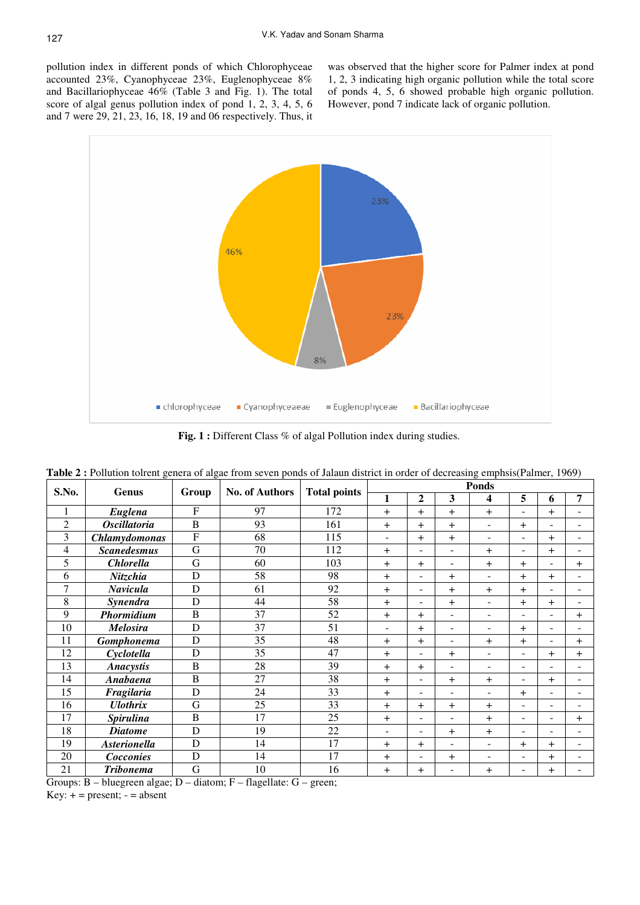pollution index in different ponds of which Chlorophyceae accounted 23%, Cyanophyceae 23%, Euglenophyceae 8% and Bacillariophyceae 46% (Table 3 and Fig. 1). The total score of algal genus pollution index of pond 1, 2, 3, 4, 5, 6 and 7 were 29, 21, 23, 16, 18, 19 and 06 respectively. Thus, it was observed that the higher score for Palmer index at pond 1, 2, 3 indicating high organic pollution while the total score of ponds 4, 5, 6 showed probable high organic pollution. However, pond 7 indicate lack of organic pollution.

**Fig. 1 :** Different Class % of algal Pollution index during studies.

**Table 2 :** Pollution tolrent genera of algae from seven ponds of Jalaun district in order of decreasing emphsis(Palmer, 1969)

| S.No. | Genus | Group | No. of Authors | Total points | Ponds | | | | | | |
|---|---|---|---|---|---|---|---|---|---|---|---|
| | | | | | 1 | 2 | 3 | 4 | 5 | 6 | 7 |
| 1 | ***Euglena*** | F | 97 | 172 | + | + | + | + | - | + | - |
| 2 | ***Oscillatoria*** | B | 93 | 161 | + | + | + | - | + | - | - |
| 3 | ***Chlamydomonas*** | F | 68 | 115 | - | + | + | - | - | + | - |
| 4 | ***Scanedesmus*** | G | 70 | 112 | + | - | - | + | - | + | - |
| 5 | ***Chlorella*** | G | 60 | 103 | + | + | - | + | + | - | + |
| 6 | ***Nitzchia*** | D | 58 | 98 | + | - | + | - | + | + | - |
| 7 | ***Navicula*** | D | 61 | 92 | + | - | + | + | + | - | - |
| 8 | ***Synendra*** | D | 44 | 58 | + | - | + | - | + | + | - |
| 9 | ***Phormidium*** | B | 37 | 52 | + | + | - | - | - | - | + |
| 10 | ***Melosira*** | D | 37 | 51 | - | + | - | - | + | - | - |
| 11 | ***Gomphonema*** | D | 35 | 48 | + | + | - | + | + | - | + |
| 12 | ***Cyclotella*** | D | 35 | 47 | + | - | + | - | - | + | + |
| 13 | ***Anacystis*** | B | 28 | 39 | + | + | - | - | - | - | - |
| 14 | ***Anabaena*** | B | 27 | 38 | + | - | + | + | - | + | - |
| 15 | ***Fragilaria*** | D | 24 | 33 | + | - | - | - | + | - | - |
| 16 | ***Ulothrix*** | G | 25 | 33 | + | + | + | + | - | - | - |
| 17 | ***Spirulina*** | B | 17 | 25 | + | - | - | + | - | - | + |
| 18 | ***Diatome*** | D | 19 | 22 | - | - | + | + | - | - | - |
| 19 | ***Asterionella*** | D | 14 | 17 | + | + | - | - | + | + | - |
| 20 | ***Cocconies*** | D | 14 | 17 | + | - | + | - | - | + | - |
| 21 | ***Tribonema*** | G | 10 | 16 | + | + | - | + | - | + | - |

Groups: B – bluegreen algae; D – diatom; F – flagellate: G – green;
Key: + = present; - = absent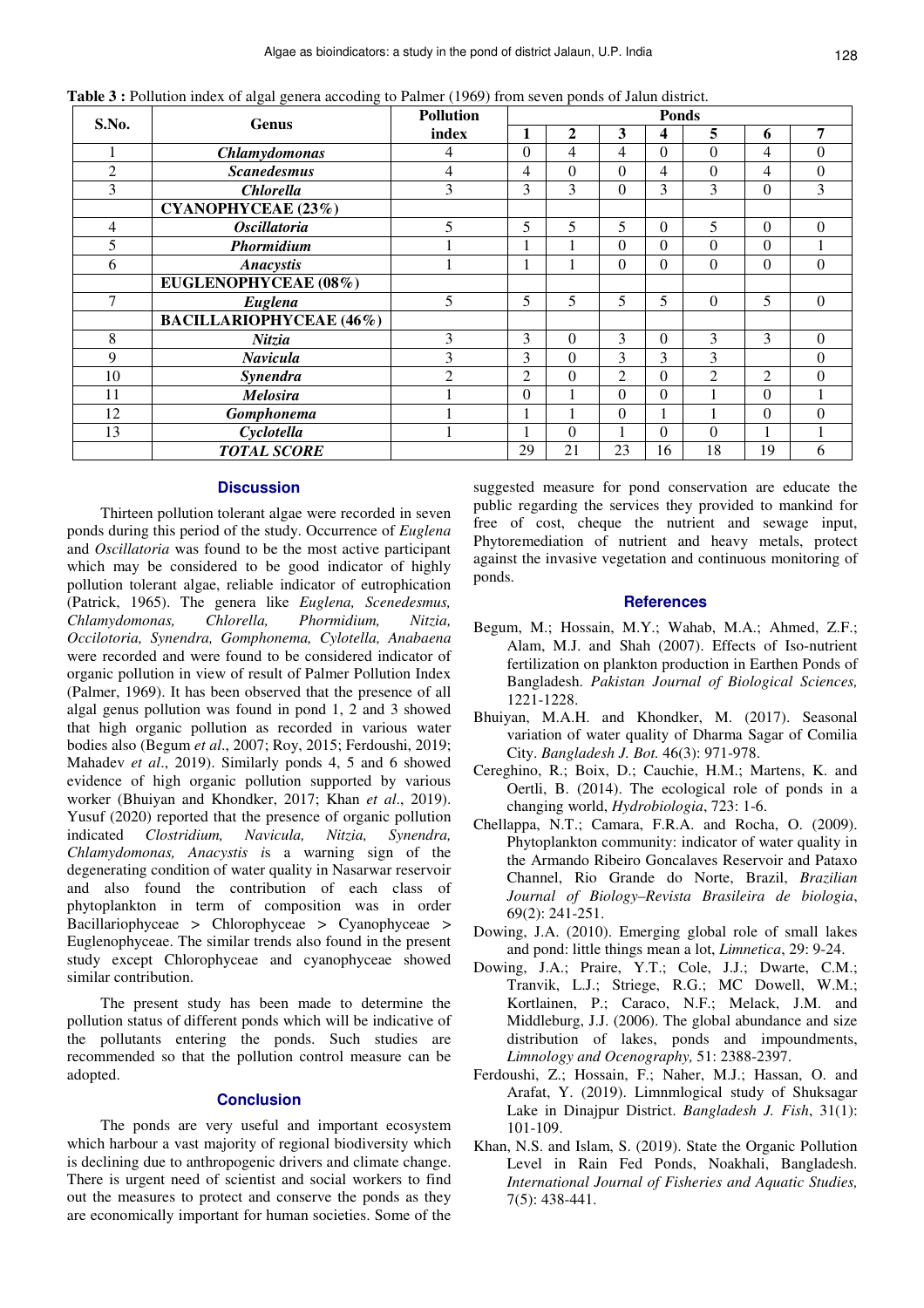**Table 3 :** Pollution index of algal genera acccording to Palmer (1969) from seven ponds of Jalun district.

| S.No. | Genus | Pollution index | Ponds | | | | | | |
|---|---|---|---|---|---|---|---|---|---|
| | | | 1 | 2 | 3 | 4 | 5 | 6 | 7 |
| 1 | ***Chlamydomonas*** | 4 | 0 | 4 | 4 | 0 | 0 | 4 | 0 |
| 2 | ***Scanedesmus*** | 4 | 4 | 0 | 0 | 4 | 0 | 4 | 0 |
| 3 | ***Chlorella*** | 3 | 3 | 3 | 0 | 3 | 3 | 0 | 3 |
| | **CYANOPHYCEAE (23%)** | | | | | | | | |
| 4 | ***Oscillatoria*** | 5 | 5 | 5 | 5 | 0 | 5 | 0 | 0 |
| 5 | ***Phormidium*** | 1 | 1 | 1 | 0 | 0 | 0 | 0 | 1 |
| 6 | ***Anacystis*** | 1 | 1 | 1 | 0 | 0 | 0 | 0 | 0 |
| | **EUGLENOPHYCEAE (08%)** | | | | | | | | |
| 7 | ***Euglena*** | 5 | 5 | 5 | 5 | 5 | 0 | 5 | 0 |
| | **BACILLARIOPHYCEAE (46%)** | | | | | | | | |
| 8 | ***Nitzia*** | 3 | 3 | 0 | 3 | 0 | 3 | 3 | 0 |
| 9 | ***Navicula*** | 3 | 3 | 0 | 3 | 3 | 3 | | 0 |
| 10 | ***Synendra*** | 2 | 2 | 0 | 2 | 0 | 2 | 2 | 0 |
| 11 | ***Melosira*** | 1 | 0 | 1 | 0 | 0 | 1 | 0 | 1 |
| 12 | ***Gomphonema*** | 1 | 1 | 1 | 0 | 1 | 1 | 0 | 0 |
| 13 | ***Cyclotella*** | 1 | 1 | 0 | 1 | 0 | 0 | 1 | 1 |
| | ***TOTAL SCORE*** | | 29 | 21 | 23 | 16 | 18 | 19 | 6 |

## Discussion

Thirteen pollution tolerant algae were recorded in seven ponds during this period of the study. Occurrence of *Euglena* and *Oscillatoria* was found to be the most active participant which may be considered to be good indicator of highly pollution tolerant algae, reliable indicator of eutrophication (Patrick, 1965). The genera like *Euglena, Scenedesmus, Chlamydomonas, Chlorella, Phormidium, Nitzia, Occilotoria, Synendra, Gomphonema, Cylotella, Anabaena* were recorded and were found to be considered indicator of organic pollution in view of result of Palmer Pollution Index (Palmer, 1969). It has been observed that the presence of all algal genus pollution was found in pond 1, 2 and 3 showed that high organic pollution as recorded in various water bodies also (Begum *et al*., 2007; Roy, 2015; Ferdoushi, 2019; Mahadev *et al*., 2019). Similarly ponds 4, 5 and 6 showed evidence of high organic pollution supported by various worker (Bhuiyan and Khondker, 2017; Khan *et al*., 2019). Yusuf (2020) reported that the presence of organic pollution indicated *Clostridium, Navicula, Nitzia, Synendra, Chlamydomonas, Anacystis* is a warning sign of the degenerating condition of water quality in Nasarwar reservoir and also found the contribution of each class of phytoplankton in term of composition was in order Bacillariophyceae > Chlorophyceae > Cyanophyceae > Euglenophyceae. The similar trends also found in the present study except Chlorophyceae and cyanophyceae showed similar contribution.

The present study has been made to determine the pollution status of different ponds which will be indicative of the pollutants entering the ponds. Such studies are recommended so that the pollution control measure can be adopted.

## Conclusion

The ponds are very useful and important ecosystem which harbour a vast majority of regional biodiversity which is declining due to anthropogenic drivers and climate change. There is urgent need of scientist and social workers to find out the measures to protect and conserve the ponds as they are economically important for human societies. Some of the suggested measure for pond conservation are educate the public regarding the services they provided to mankind for free of cost, cheque the nutrient and sewage input, Phytoremediation of nutrient and heavy metals, protect against the invasive vegetation and continuous monitoring of ponds.

## References

Begum, M.; Hossain, M.Y.; Wahab, M.A.; Ahmed, Z.F.; Alam, M.J. and Shah (2007). Effects of Iso-nutrient fertilization on plankton production in Earthen Ponds of Bangladesh. *Pakistan Journal of Biological Sciences,* 1221-1228.

Bhuiyan, M.A.H. and Khondker, M. (2017). Seasonal variation of water quality of Dharma Sagar of Comilia City. *Bangladesh J. Bot.* 46(3): 971-978.

Cereghino, R.; Boix, D.; Cauchie, H.M.; Martens, K. and Oertli, B. (2014). The ecological role of ponds in a changing world, *Hydrobiologia*, 723: 1-6.

Chellappa, N.T.; Camara, F.R.A. and Rocha, O. (2009). Phytoplankton community: indicator of water quality in the Armando Ribeiro Goncalaves Reservoir and Pataxo Channel, Rio Grande do Norte, Brazil, *Brazilian Journal of Biology–Revista Brasileira de biologia*, 69(2): 241-251.

Dowing, J.A. (2010). Emerging global role of small lakes and pond: little things mean a lot, *Limnetica*, 29: 9-24.

Dowing, J.A.; Praire, Y.T.; Cole, J.J.; Dwarte, C.M.; Tranvik, L.J.; Striege, R.G.; MC Dowell, W.M.; Kortlainen, P.; Caraco, N.F.; Melack, J.M. and Middleburg, J.J. (2006). The global abundance and size distribution of lakes, ponds and impoundments, *Limnology and Ocenography,* 51: 2388-2397.

Ferdoushi, Z.; Hossain, F.; Naher, M.J.; Hassan, O. and Arafat, Y. (2019). Limnmlogical study of Shuksagar Lake in Dinajpur District. *Bangladesh J. Fish*, 31(1): 101-109.

Khan, N.S. and Islam, S. (2019). State the Organic Pollution Level in Rain Fed Ponds, Noakhali, Bangladesh. *International Journal of Fisheries and Aquatic Studies,* 7(5): 438-441.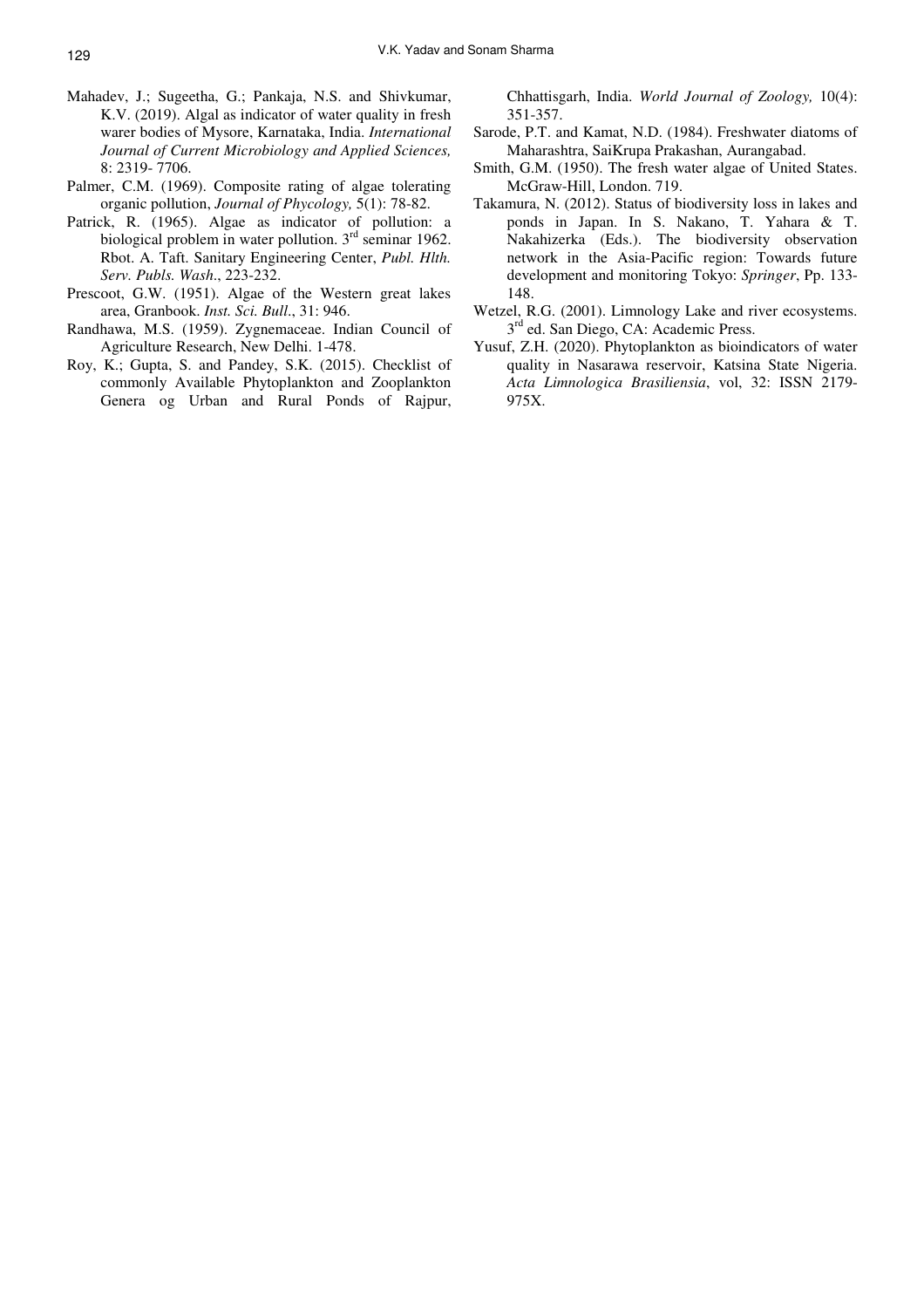Mahadev, J.; Sugeetha, G.; Pankaja, N.S. and Shivkumar, K.V. (2019). Algal as indicator of water quality in fresh warer bodies of Mysore, Karnataka, India. *International Journal of Current Microbiology and Applied Sciences,* 8: 2319- 7706.

Palmer, C.M. (1969). Composite rating of algae tolerating organic pollution, *Journal of Phycology,* 5(1): 78-82.

Patrick, R. (1965). Algae as indicator of pollution: a biological problem in water pollution. 3rd seminar 1962. Rbot. A. Taft. Sanitary Engineering Center, *Publ. Hlth. Serv. Publs. Wash*., 223-232.

Prescoot, G.W. (1951). Algae of the Western great lakes area, Granbook. *Inst. Sci. Bull*., 31: 946.

Randhawa, M.S. (1959). Zygnemaceae. Indian Council of Agriculture Research, New Delhi. 1-478.

Roy, K.; Gupta, S. and Pandey, S.K. (2015). Checklist of commonly Available Phytoplankton and Zooplankton Genera og Urban and Rural Ponds of Rajpur, Chhattisgarh, India. *World Journal of Zoology,* 10(4): 351-357.

Sarode, P.T. and Kamat, N.D. (1984). Freshwater diatoms of Maharashtra, SaiKrupa Prakashan, Aurangabad.

Smith, G.M. (1950). The fresh water algae of United States. McGraw-Hill, London. 719.

Takamura, N. (2012). Status of biodiversity loss in lakes and ponds in Japan. In S. Nakano, T. Yahara & T. Nakahizerka (Eds.). The biodiversity observation network in the Asia-Pacific region: Towards future development and monitoring Tokyo: *Springer*, Pp. 133-148.

Wetzel, R.G. (2001). Limnology Lake and river ecosystems. 3rd ed. San Diego, CA: Academic Press.

Yusuf, Z.H. (2020). Phytoplankton as bioindicators of water quality in Nasarawa reservoir, Katsina State Nigeria. *Acta Limnologica Brasiliensia*, vol, 32: ISSN 2179-975X.